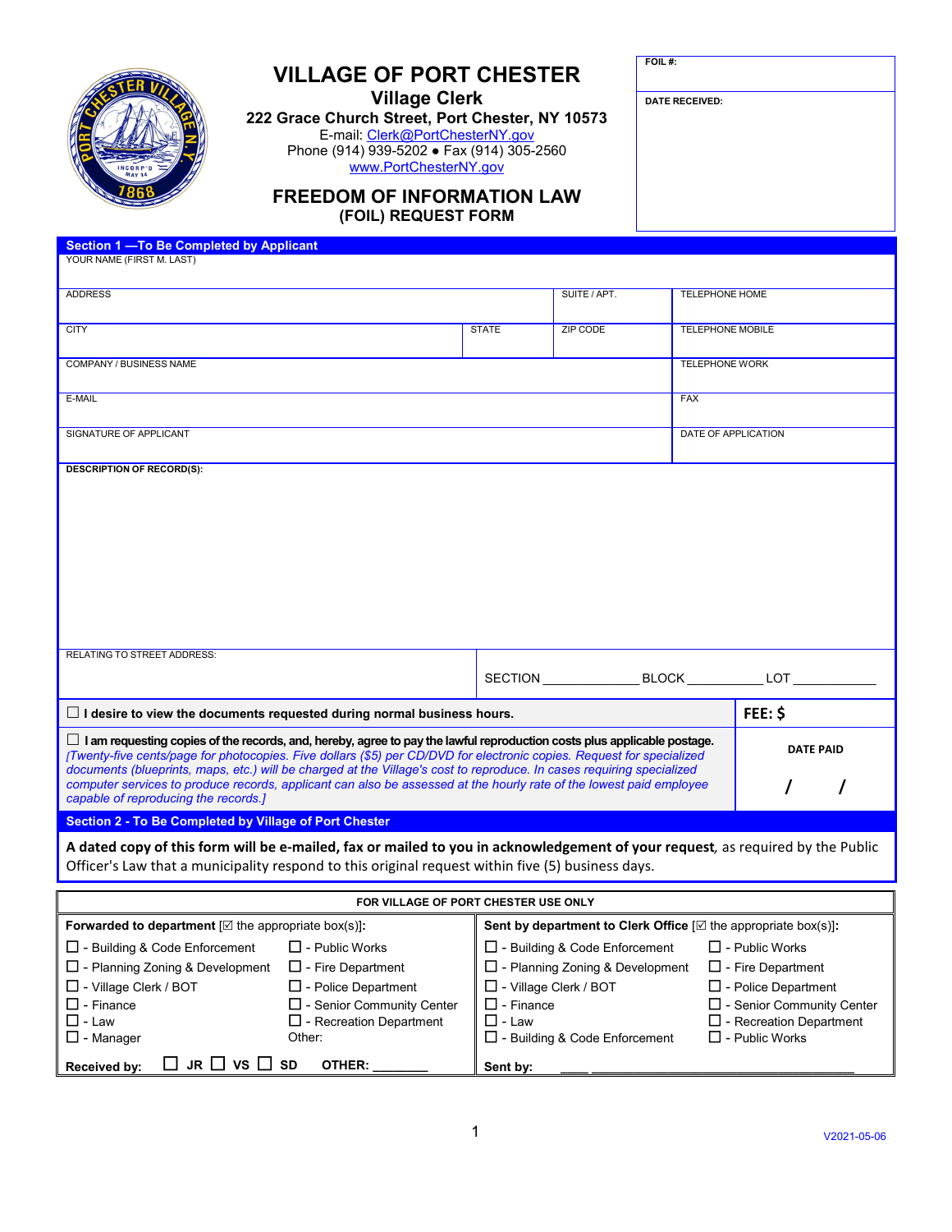# VILLAGE OF PORT CHESTER

## Village Clerk

**222 Grace Church Street, Port Chester, NY 10573**
E-mail: Clerk@PortChesterNY.gov
Phone (914) 939-5202 ● Fax (914) 305-2560
www.PortChesterNY.gov

## FREEDOM OF INFORMATION LAW
### (FOIL) REQUEST FORM

| FOIL #: |
|---|
| DATE RECEIVED: |

**Section 1 —To Be Completed by Applicant**

| YOUR NAME (FIRST M. LAST) | | | | |
|---|---|---|---|---|
| ADDRESS | | | SUITE / APT. | TELEPHONE HOME |
| CITY | | STATE | ZIP CODE | TELEPHONE MOBILE |
| COMPANY / BUSINESS NAME | | | | TELEPHONE WORK |
| E-MAIL | | | | FAX |
| SIGNATURE OF APPLICANT | | | | DATE OF APPLICATION |

**DESCRIPTION OF RECORD(S):**

RELATING TO STREET ADDRESS: SECTION ____________ BLOCK __________ LOT ___________

☐ **I desire to view the documents requested during normal business hours.** **FEE: $**

☐ **I am requesting copies of the records, and, hereby, agree to pay the lawful reproduction costs plus applicable postage.** *[Twenty-five cents/page for photocopies. Five dollars ($5) per CD/DVD for electronic copies. Request for specialized documents (blueprints, maps, etc.) will be charged at the Village's cost to reproduce. In cases requiring specialized computer services to produce records, applicant can also be assessed at the hourly rate of the lowest paid employee capable of reproducing the records.]*

**DATE PAID** / /

**Section 2 - To Be Completed by Village of Port Chester**

**A dated copy of this form will be e-mailed, fax or mailed to you in acknowledgement of your request**, as required by the Public Officer's Law that a municipality respond to this original request within five (5) business days.

**FOR VILLAGE OF PORT CHESTER USE ONLY**

**Forwarded to department** [☑ the appropriate box(s)]:

- ☐ - Building & Code Enforcement
- ☐ - Planning Zoning & Development
- ☐ - Village Clerk / BOT
- ☐ - Finance
- ☐ - Law
- ☐ - Manager
- ☐ - Public Works
- ☐ - Fire Department
- ☐ - Police Department
- ☐ - Senior Community Center
- ☐ - Recreation Department
- Other:

**Received by:** ☐ **JR** ☐ **VS** ☐ **SD** **OTHER:** ________

**Sent by department to Clerk Office** [☑ the appropriate box(s)]:

- ☐ - Building & Code Enforcement
- ☐ - Planning Zoning & Development
- ☐ - Village Clerk / BOT
- ☐ - Finance
- ☐ - Law
- ☐ - Building & Code Enforcement
- ☐ - Public Works
- ☐ - Fire Department
- ☐ - Police Department
- ☐ - Senior Community Center
- ☐ - Recreation Department
- ☐ - Public Works

**Sent by:** ____ ______________________________

V2021-05-06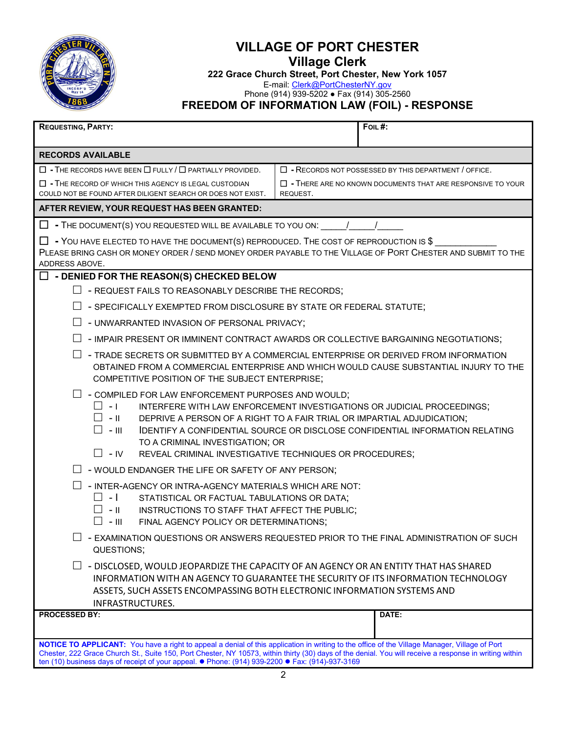# VILLAGE OF PORT CHESTER

## Village Clerk

**222 Grace Church Street, Port Chester, New York 1057**

E-mail: Clerk@PortChesterNY.gov

Phone (914) 939-5202 ● Fax (914) 305-2560

## FREEDOM OF INFORMATION LAW (FOIL) - RESPONSE

| **REQUESTING, PARTY:** | **FOIL #:** |
|---|---|
| | |

**RECORDS AVAILABLE**

| | |
|---|---|
| ☐ - THE RECORDS HAVE BEEN ☐ FULLY / ☐ PARTIALLY PROVIDED. | ☐ - RECORDS NOT POSSESSED BY THIS DEPARTMENT / OFFICE. |
| ☐ - THE RECORD OF WHICH THIS AGENCY IS LEGAL CUSTODIAN COULD NOT BE FOUND AFTER DILIGENT SEARCH OR DOES NOT EXIST. | ☐ - THERE ARE NO KNOWN DOCUMENTS THAT ARE RESPONSIVE TO YOUR REQUEST. |

**AFTER REVIEW, YOUR REQUEST HAS BEEN GRANTED:**

☐ - THE DOCUMENT(S) YOU REQUESTED WILL BE AVAILABLE TO YOU ON: _____/_____/_____

☐ - YOU HAVE ELECTED TO HAVE THE DOCUMENT(S) REPRODUCED. THE COST OF REPRODUCTION IS $ ____________
PLEASE BRING CASH OR MONEY ORDER / SEND MONEY ORDER PAYABLE TO THE VILLAGE OF PORT CHESTER AND SUBMIT TO THE ADDRESS ABOVE.

☐ **- DENIED FOR THE REASON(S) CHECKED BELOW**

- ☐ - REQUEST FAILS TO REASONABLY DESCRIBE THE RECORDS;
- ☐ - SPECIFICALLY EXEMPTED FROM DISCLOSURE BY STATE OR FEDERAL STATUTE;
- ☐ - UNWARRANTED INVASION OF PERSONAL PRIVACY;
- ☐ - IMPAIR PRESENT OR IMMINENT CONTRACT AWARDS OR COLLECTIVE BARGAINING NEGOTIATIONS;
- ☐ - TRADE SECRETS OR SUBMITTED BY A COMMERCIAL ENTERPRISE OR DERIVED FROM INFORMATION OBTAINED FROM A COMMERCIAL ENTERPRISE AND WHICH WOULD CAUSE SUBSTANTIAL INJURY TO THE COMPETITIVE POSITION OF THE SUBJECT ENTERPRISE;
- ☐ - COMPILED FOR LAW ENFORCEMENT PURPOSES AND WOULD;
  - ☐ - I INTERFERE WITH LAW ENFORCEMENT INVESTIGATIONS OR JUDICIAL PROCEEDINGS;
  - ☐ - II DEPRIVE A PERSON OF A RIGHT TO A FAIR TRIAL OR IMPARTIAL ADJUDICATION;
  - ☐ - III IDENTIFY A CONFIDENTIAL SOURCE OR DISCLOSE CONFIDENTIAL INFORMATION RELATING TO A CRIMINAL INVESTIGATION; OR
  - ☐ - IV REVEAL CRIMINAL INVESTIGATIVE TECHNIQUES OR PROCEDURES;
- ☐ - WOULD ENDANGER THE LIFE OR SAFETY OF ANY PERSON;
- ☐ - INTER-AGENCY OR INTRA-AGENCY MATERIALS WHICH ARE NOT:
  - ☐ - I STATISTICAL OR FACTUAL TABULATIONS OR DATA;
  - ☐ - II INSTRUCTIONS TO STAFF THAT AFFECT THE PUBLIC;
  - ☐ - III FINAL AGENCY POLICY OR DETERMINATIONS;
- ☐ - EXAMINATION QUESTIONS OR ANSWERS REQUESTED PRIOR TO THE FINAL ADMINISTRATION OF SUCH QUESTIONS;
- ☐ - DISCLOSED, WOULD JEOPARDIZE THE CAPACITY OF AN AGENCY OR AN ENTITY THAT HAS SHARED INFORMATION WITH AN AGENCY TO GUARANTEE THE SECURITY OF ITS INFORMATION TECHNOLOGY ASSETS, SUCH ASSETS ENCOMPASSING BOTH ELECTRONIC INFORMATION SYSTEMS AND INFRASTRUCTURES.

| **PROCESSED BY:** | **DATE:** |
|---|---|
| | |

**NOTICE TO APPLICANT:** You have a right to appeal a denial of this application in writing to the office of the Village Manager, Village of Port Chester, 222 Grace Church St., Suite 150, Port Chester, NY 10573, within thirty (30) days of the denial. You will receive a response in writing within ten (10) business days of receipt of your appeal. ● Phone: (914) 939-2200 ● Fax: (914)-937-3169